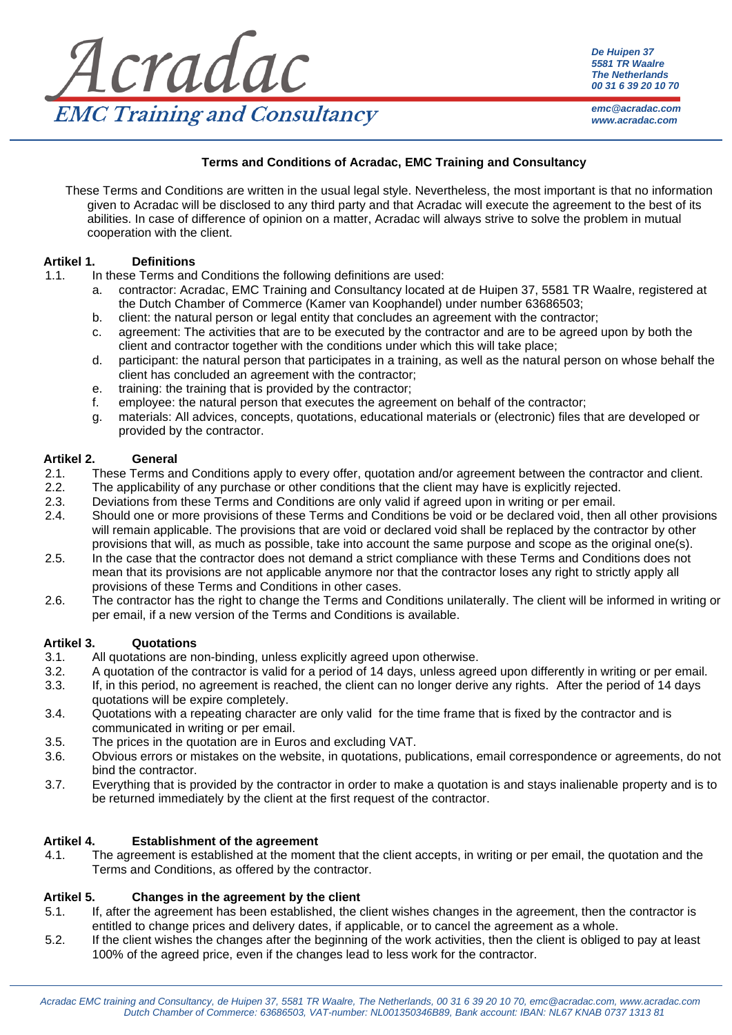# Acradac

## EMC Training and Consultancy

*De Huipen 37*
*5581 TR Waalre*
*The Netherlands*
*00 31 6 39 20 10 70*

*emc@acradac.com*
*www.acradac.com*

**Terms and Conditions of Acradac, EMC Training and Consultancy**

These Terms and Conditions are written in the usual legal style. Nevertheless, the most important is that no information given to Acradac will be disclosed to any third party and that Acradac will execute the agreement to the best of its abilities. In case of difference of opinion on a matter, Acradac will always strive to solve the problem in mutual cooperation with the client.

### Artikel 1. Definitions

1.1. In these Terms and Conditions the following definitions are used:

- a. contractor: Acradac, EMC Training and Consultancy located at de Huipen 37, 5581 TR Waalre, registered at the Dutch Chamber of Commerce (Kamer van Koophandel) under number 63686503;
- b. client: the natural person or legal entity that concludes an agreement with the contractor;
- c. agreement: The activities that are to be executed by the contractor and are to be agreed upon by both the client and contractor together with the conditions under which this will take place;
- d. participant: the natural person that participates in a training, as well as the natural person on whose behalf the client has concluded an agreement with the contractor;
- e. training: the training that is provided by the contractor;
- f. employee: the natural person that executes the agreement on behalf of the contractor;
- g. materials: All advices, concepts, quotations, educational materials or (electronic) files that are developed or provided by the contractor.

### Artikel 2. General

2.1. These Terms and Conditions apply to every offer, quotation and/or agreement between the contractor and client.

2.2. The applicability of any purchase or other conditions that the client may have is explicitly rejected.

2.3. Deviations from these Terms and Conditions are only valid if agreed upon in writing or per email.

2.4. Should one or more provisions of these Terms and Conditions be void or be declared void, then all other provisions will remain applicable. The provisions that are void or declared void shall be replaced by the contractor by other provisions that will, as much as possible, take into account the same purpose and scope as the original one(s).

2.5. In the case that the contractor does not demand a strict compliance with these Terms and Conditions does not mean that its provisions are not applicable anymore nor that the contractor loses any right to strictly apply all provisions of these Terms and Conditions in other cases.

2.6. The contractor has the right to change the Terms and Conditions unilaterally. The client will be informed in writing or per email, if a new version of the Terms and Conditions is available.

### Artikel 3. Quotations

3.1. All quotations are non-binding, unless explicitly agreed upon otherwise.

3.2. A quotation of the contractor is valid for a period of 14 days, unless agreed upon differently in writing or per email.

3.3. If, in this period, no agreement is reached, the client can no longer derive any rights. After the period of 14 days quotations will be expire completely.

3.4. Quotations with a repeating character are only valid for the time frame that is fixed by the contractor and is communicated in writing or per email.

3.5. The prices in the quotation are in Euros and excluding VAT.

3.6. Obvious errors or mistakes on the website, in quotations, publications, email correspondence or agreements, do not bind the contractor.

3.7. Everything that is provided by the contractor in order to make a quotation is and stays inalienable property and is to be returned immediately by the client at the first request of the contractor.

### Artikel 4. Establishment of the agreement

4.1. The agreement is established at the moment that the client accepts, in writing or per email, the quotation and the Terms and Conditions, as offered by the contractor.

### Artikel 5. Changes in the agreement by the client

5.1. If, after the agreement has been established, the client wishes changes in the agreement, then the contractor is entitled to change prices and delivery dates, if applicable, or to cancel the agreement as a whole.

5.2. If the client wishes the changes after the beginning of the work activities, then the client is obliged to pay at least 100% of the agreed price, even if the changes lead to less work for the contractor.

*Acradac EMC training and Consultancy, de Huipen 37, 5581 TR Waalre, The Netherlands, 00 31 6 39 20 10 70, emc@acradac.com, www.acradac.com*
*Dutch Chamber of Commerce: 63686503, VAT-number: NL001350346B89, Bank account: IBAN: NL67 KNAB 0737 1313 81*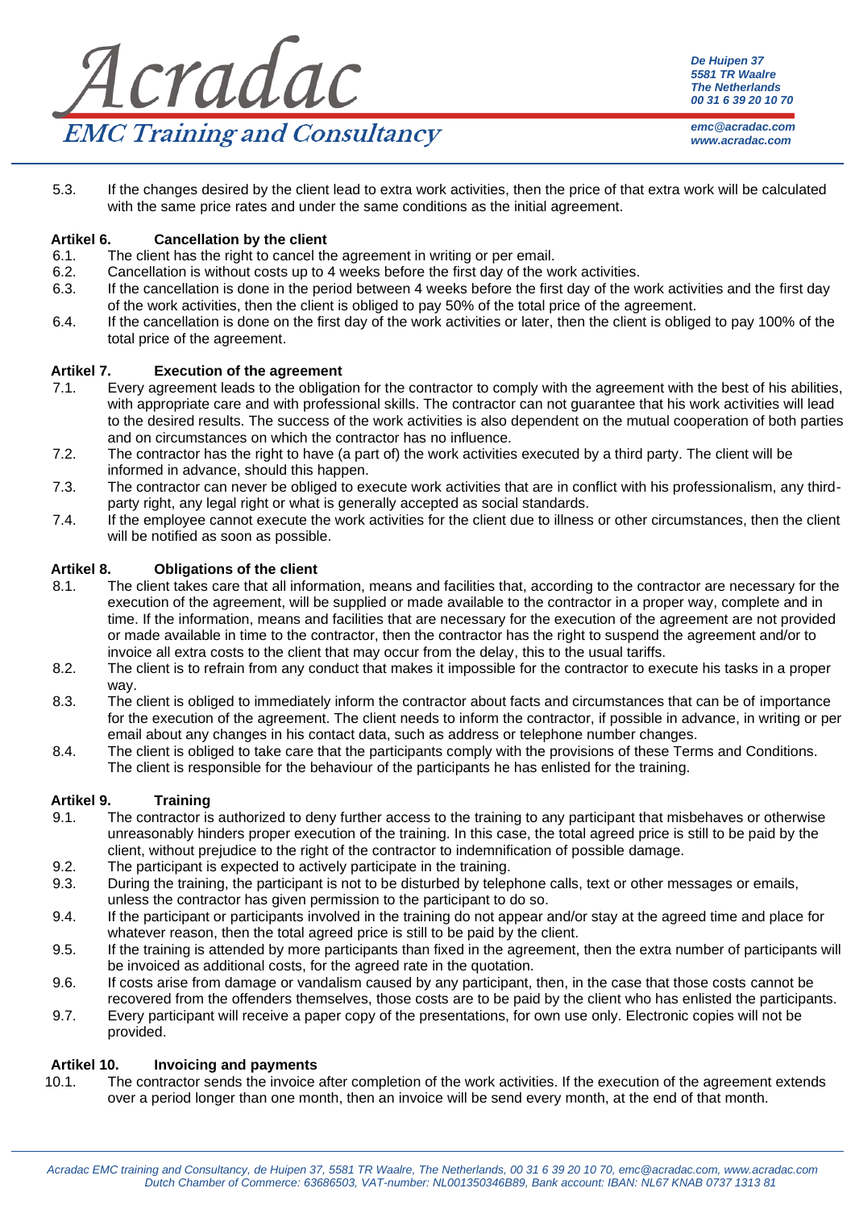5.3. If the changes desired by the client lead to extra work activities, then the price of that extra work will be calculated with the same price rates and under the same conditions as the initial agreement.

### Artikel 6. Cancellation by the client

6.1. The client has the right to cancel the agreement in writing or per email.

6.2. Cancellation is without costs up to 4 weeks before the first day of the work activities.

6.3. If the cancellation is done in the period between 4 weeks before the first day of the work activities and the first day of the work activities, then the client is obliged to pay 50% of the total price of the agreement.

6.4. If the cancellation is done on the first day of the work activities or later, then the client is obliged to pay 100% of the total price of the agreement.

### Artikel 7. Execution of the agreement

7.1. Every agreement leads to the obligation for the contractor to comply with the agreement with the best of his abilities, with appropriate care and with professional skills. The contractor can not guarantee that his work activities will lead to the desired results. The success of the work activities is also dependent on the mutual cooperation of both parties and on circumstances on which the contractor has no influence.

7.2. The contractor has the right to have (a part of) the work activities executed by a third party. The client will be informed in advance, should this happen.

7.3. The contractor can never be obliged to execute work activities that are in conflict with his professionalism, any third-party right, any legal right or what is generally accepted as social standards.

7.4. If the employee cannot execute the work activities for the client due to illness or other circumstances, then the client will be notified as soon as possible.

### Artikel 8. Obligations of the client

8.1. The client takes care that all information, means and facilities that, according to the contractor are necessary for the execution of the agreement, will be supplied or made available to the contractor in a proper way, complete and in time. If the information, means and facilities that are necessary for the execution of the agreement are not provided or made available in time to the contractor, then the contractor has the right to suspend the agreement and/or to invoice all extra costs to the client that may occur from the delay, this to the usual tariffs.

8.2. The client is to refrain from any conduct that makes it impossible for the contractor to execute his tasks in a proper way.

8.3. The client is obliged to immediately inform the contractor about facts and circumstances that can be of importance for the execution of the agreement. The client needs to inform the contractor, if possible in advance, in writing or per email about any changes in his contact data, such as address or telephone number changes.

8.4. The client is obliged to take care that the participants comply with the provisions of these Terms and Conditions. The client is responsible for the behaviour of the participants he has enlisted for the training.

### Artikel 9. Training

9.1. The contractor is authorized to deny further access to the training to any participant that misbehaves or otherwise unreasonably hinders proper execution of the training. In this case, the total agreed price is still to be paid by the client, without prejudice to the right of the contractor to indemnification of possible damage.

9.2. The participant is expected to actively participate in the training.

9.3. During the training, the participant is not to be disturbed by telephone calls, text or other messages or emails, unless the contractor has given permission to the participant to do so.

9.4. If the participant or participants involved in the training do not appear and/or stay at the agreed time and place for whatever reason, then the total agreed price is still to be paid by the client.

9.5. If the training is attended by more participants than fixed in the agreement, then the extra number of participants will be invoiced as additional costs, for the agreed rate in the quotation.

9.6. If costs arise from damage or vandalism caused by any participant, then, in the case that those costs cannot be recovered from the offenders themselves, those costs are to be paid by the client who has enlisted the participants.

9.7. Every participant will receive a paper copy of the presentations, for own use only. Electronic copies will not be provided.

### Artikel 10. Invoicing and payments

10.1. The contractor sends the invoice after completion of the work activities. If the execution of the agreement extends over a period longer than one month, then an invoice will be send every month, at the end of that month.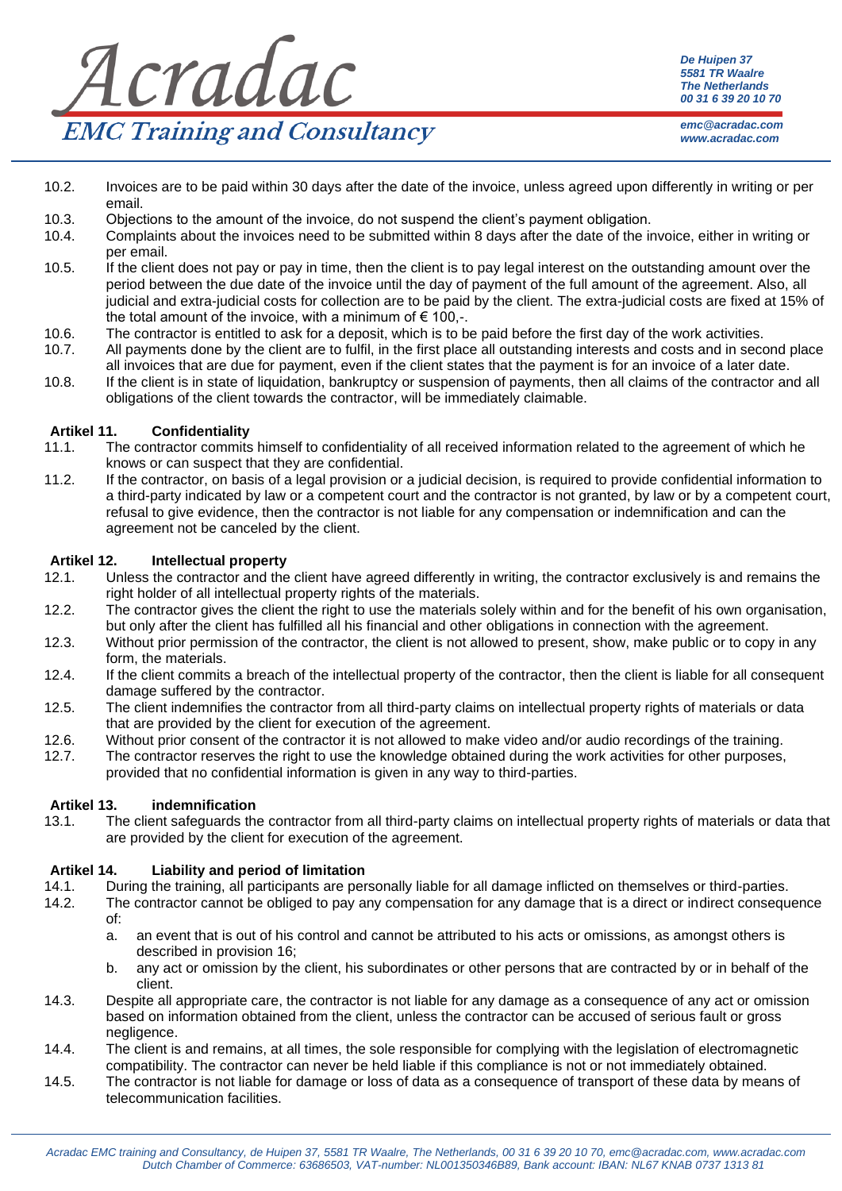10.2. Invoices are to be paid within 30 days after the date of the invoice, unless agreed upon differently in writing or per email.

10.3. Objections to the amount of the invoice, do not suspend the client's payment obligation.

10.4. Complaints about the invoices need to be submitted within 8 days after the date of the invoice, either in writing or per email.

10.5. If the client does not pay or pay in time, then the client is to pay legal interest on the outstanding amount over the period between the due date of the invoice until the day of payment of the full amount of the agreement. Also, all judicial and extra-judicial costs for collection are to be paid by the client. The extra-judicial costs are fixed at 15% of the total amount of the invoice, with a minimum of € 100,-.

10.6. The contractor is entitled to ask for a deposit, which is to be paid before the first day of the work activities.

10.7. All payments done by the client are to fulfil, in the first place all outstanding interests and costs and in second place all invoices that are due for payment, even if the client states that the payment is for an invoice of a later date.

10.8. If the client is in state of liquidation, bankruptcy or suspension of payments, then all claims of the contractor and all obligations of the client towards the contractor, will be immediately claimable.

## Artikel 11. Confidentiality

11.1. The contractor commits himself to confidentiality of all received information related to the agreement of which he knows or can suspect that they are confidential.

11.2. If the contractor, on basis of a legal provision or a judicial decision, is required to provide confidential information to a third-party indicated by law or a competent court and the contractor is not granted, by law or by a competent court, refusal to give evidence, then the contractor is not liable for any compensation or indemnification and can the agreement not be canceled by the client.

## Artikel 12. Intellectual property

12.1. Unless the contractor and the client have agreed differently in writing, the contractor exclusively is and remains the right holder of all intellectual property rights of the materials.

12.2. The contractor gives the client the right to use the materials solely within and for the benefit of his own organisation, but only after the client has fulfilled all his financial and other obligations in connection with the agreement.

12.3. Without prior permission of the contractor, the client is not allowed to present, show, make public or to copy in any form, the materials.

12.4. If the client commits a breach of the intellectual property of the contractor, then the client is liable for all consequent damage suffered by the contractor.

12.5. The client indemnifies the contractor from all third-party claims on intellectual property rights of materials or data that are provided by the client for execution of the agreement.

12.6. Without prior consent of the contractor it is not allowed to make video and/or audio recordings of the training.

12.7. The contractor reserves the right to use the knowledge obtained during the work activities for other purposes, provided that no confidential information is given in any way to third-parties.

## Artikel 13. indemnification

13.1. The client safeguards the contractor from all third-party claims on intellectual property rights of materials or data that are provided by the client for execution of the agreement.

## Artikel 14. Liability and period of limitation

14.1. During the training, all participants are personally liable for all damage inflicted on themselves or third-parties.

14.2. The contractor cannot be obliged to pay any compensation for any damage that is a direct or indirect consequence of:

   a. an event that is out of his control and cannot be attributed to his acts or omissions, as amongst others is described in provision 16;
   b. any act or omission by the client, his subordinates or other persons that are contracted by or in behalf of the client.

14.3. Despite all appropriate care, the contractor is not liable for any damage as a consequence of any act or omission based on information obtained from the client, unless the contractor can be accused of serious fault or gross negligence.

14.4. The client is and remains, at all times, the sole responsible for complying with the legislation of electromagnetic compatibility. The contractor can never be held liable if this compliance is not or not immediately obtained.

14.5. The contractor is not liable for damage or loss of data as a consequence of transport of these data by means of telecommunication facilities.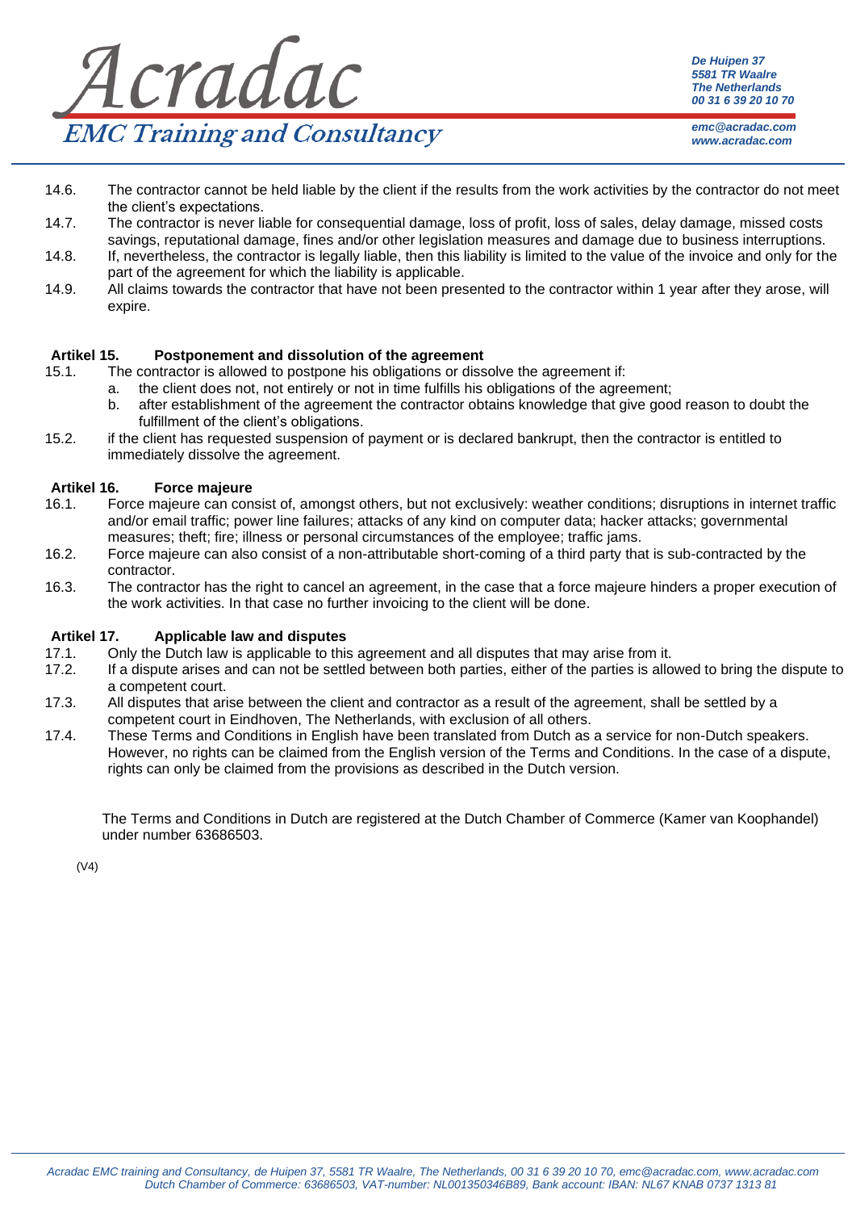14.6. The contractor cannot be held liable by the client if the results from the work activities by the contractor do not meet the client's expectations.

14.7. The contractor is never liable for consequential damage, loss of profit, loss of sales, delay damage, missed costs savings, reputational damage, fines and/or other legislation measures and damage due to business interruptions.

14.8. If, nevertheless, the contractor is legally liable, then this liability is limited to the value of the invoice and only for the part of the agreement for which the liability is applicable.

14.9. All claims towards the contractor that have not been presented to the contractor within 1 year after they arose, will expire.

### Artikel 15. Postponement and dissolution of the agreement

15.1. The contractor is allowed to postpone his obligations or dissolve the agreement if:

- a. the client does not, not entirely or not in time fulfills his obligations of the agreement;
- b. after establishment of the agreement the contractor obtains knowledge that give good reason to doubt the fulfillment of the client's obligations.

15.2. if the client has requested suspension of payment or is declared bankrupt, then the contractor is entitled to immediately dissolve the agreement.

### Artikel 16. Force majeure

16.1. Force majeure can consist of, amongst others, but not exclusively: weather conditions; disruptions in internet traffic and/or email traffic; power line failures; attacks of any kind on computer data; hacker attacks; governmental measures; theft; fire; illness or personal circumstances of the employee; traffic jams.

16.2. Force majeure can also consist of a non-attributable short-coming of a third party that is sub-contracted by the contractor.

16.3. The contractor has the right to cancel an agreement, in the case that a force majeure hinders a proper execution of the work activities. In that case no further invoicing to the client will be done.

### Artikel 17. Applicable law and disputes

17.1. Only the Dutch law is applicable to this agreement and all disputes that may arise from it.

17.2. If a dispute arises and can not be settled between both parties, either of the parties is allowed to bring the dispute to a competent court.

17.3. All disputes that arise between the client and contractor as a result of the agreement, shall be settled by a competent court in Eindhoven, The Netherlands, with exclusion of all others.

17.4. These Terms and Conditions in English have been translated from Dutch as a service for non-Dutch speakers. However, no rights can be claimed from the English version of the Terms and Conditions. In the case of a dispute, rights can only be claimed from the provisions as described in the Dutch version.

The Terms and Conditions in Dutch are registered at the Dutch Chamber of Commerce (Kamer van Koophandel) under number 63686503.

(V4)